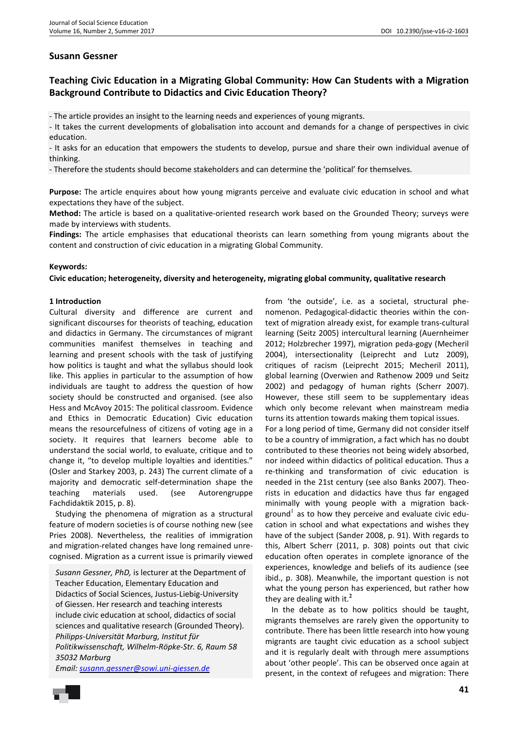# Susann Gessner

## Teaching Civic Education in a Migrating Global Community: How Can Students with a Migration Background Contribute to Didactics and Civic Education Theory?

- The article provides an insight to the learning needs and experiences of young migrants.
- It takes the current developments of globalisation into account and demands for a change of perspectives in civic education.
- It asks for an education that empowers the students to develop, pursue and share their own individual avenue of thinking.
- Therefore the students should become stakeholders and can determine the 'political' for themselves.

**Purpose:** The article enquires about how young migrants perceive and evaluate civic education in school and what expectations they have of the subject.

**Method:** The article is based on a qualitative-oriented research work based on the Grounded Theory; surveys were made by interviews with students.

**Findings:** The article emphasises that educational theorists can learn something from young migrants about the content and construction of civic education in a migrating Global Community.

**Keywords:**

**Civic education; heterogeneity, diversity and heterogeneity, migrating global community, qualitative research**

### 1 Introduction

Cultural diversity and difference are current and significant discourses for theorists of teaching, education and didactics in Germany. The circumstances of migrant communities manifest themselves in teaching and learning and present schools with the task of justifying how politics is taught and what the syllabus should look like. This applies in particular to the assumption of how individuals are taught to address the question of how society should be constructed and organised. (see also Hess and McAvoy 2015: The political classroom. Evidence and Ethics in Democratic Education) Civic education means the resourcefulness of citizens of voting age in a society. It requires that learners become able to understand the social world, to evaluate, critique and to change it, "to develop multiple loyalties and identities." (Osler and Starkey 2003, p. 243) The current climate of a majority and democratic self-determination shape the teaching materials used. (see Autorengruppe Fachdidaktik 2015, p. 8).

Studying the phenomena of migration as a structural feature of modern societies is of course nothing new (see Pries 2008). Nevertheless, the realities of immigration and migration-related changes have long remained unrecognised. Migration as a current issue is primarily viewed from 'the outside', i.e. as a societal, structural phenomenon. Pedagogical-didactic theories within the context of migration already exist, for example trans-cultural learning (Seitz 2005) intercultural learning (Auernheimer 2012; Holzbrecher 1997), migration peda-gogy (Mecheril 2004), intersectionality (Leiprecht and Lutz 2009), critiques of racism (Leiprecht 2015; Mecheril 2011), global learning (Overwien and Rathenow 2009 und Seitz 2002) and pedagogy of human rights (Scherr 2007). However, these still seem to be supplementary ideas which only become relevant when mainstream media turns its attention towards making them topical issues.

For a long period of time, Germany did not consider itself to be a country of immigration, a fact which has no doubt contributed to these theories not being widely absorbed, nor indeed within didactics of political education. Thus a re-thinking and transformation of civic education is needed in the 21st century (see also Banks 2007). Theorists in education and didactics have thus far engaged minimally with young people with a migration background[1] as to how they perceive and evaluate civic education in school and what expectations and wishes they have of the subject (Sander 2008, p. 91). With regards to this, Albert Scherr (2011, p. 308) points out that civic education often operates in complete ignorance of the experiences, knowledge and beliefs of its audience (see ibid., p. 308). Meanwhile, the important question is not what the young person has experienced, but rather how they are dealing with it.[2]

In the debate as to how politics should be taught, migrants themselves are rarely given the opportunity to contribute. There has been little research into how young migrants are taught civic education as a school subject and it is regularly dealt with through mere assumptions about 'other people'. This can be observed once again at present, in the context of refugees and migration: There

*Susann Gessner, PhD,* is lecturer at the Department of Teacher Education, Elementary Education and Didactics of Social Sciences, Justus-Liebig-University of Giessen. Her research and teaching interests include civic education at school, didactics of social sciences and qualitative research (Grounded Theory).
*Philipps-Universität Marburg, Institut für Politikwissenschaft, Wilhelm-Röpke-Str. 6, Raum 58 35032 Marburg*
*Email: susann.gessner@sowi.uni-giessen.de*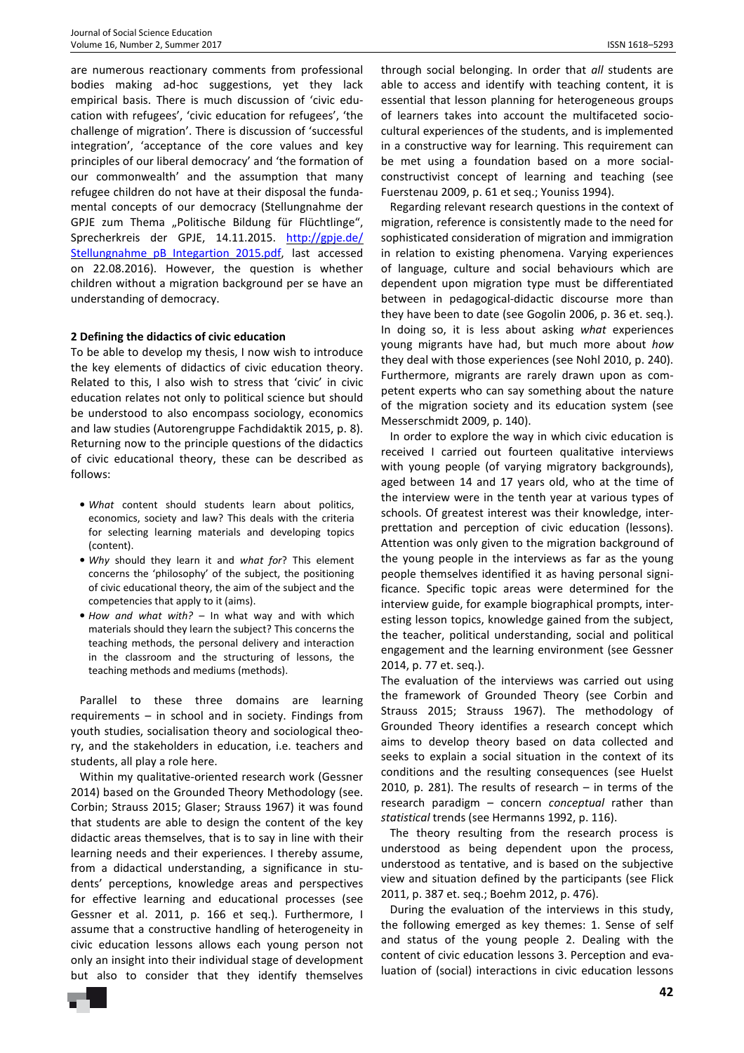are numerous reactionary comments from professional bodies making ad-hoc suggestions, yet they lack empirical basis. There is much discussion of 'civic education with refugees', 'civic education for refugees', 'the challenge of migration'. There is discussion of 'successful integration', 'acceptance of the core values and key principles of our liberal democracy' and 'the formation of our commonwealth' and the assumption that many refugee children do not have at their disposal the fundamental concepts of our democracy (Stellungnahme der GPJE zum Thema „Politische Bildung für Flüchtlinge", Sprecherkreis der GPJE, 14.11.2015. http://gpje.de/Stellungnahme_pB_Integartion_2015.pdf, last accessed on 22.08.2016). However, the question is whether children without a migration background per se have an understanding of democracy.

**2 Defining the didactics of civic education**

To be able to develop my thesis, I now wish to introduce the key elements of didactics of civic education theory. Related to this, I also wish to stress that 'civic' in civic education relates not only to political science but should be understood to also encompass sociology, economics and law studies (Autorengruppe Fachdidaktik 2015, p. 8). Returning now to the principle questions of the didactics of civic educational theory, these can be described as follows:

- *What* content should students learn about politics, economics, society and law? This deals with the criteria for selecting learning materials and developing topics (content).
- *Why* should they learn it and *what for*? This element concerns the 'philosophy' of the subject, the positioning of civic educational theory, the aim of the subject and the competencies that apply to it (aims).
- *How and what with?* – In what way and with which materials should they learn the subject? This concerns the teaching methods, the personal delivery and interaction in the classroom and the structuring of lessons, the teaching methods and mediums (methods).

Parallel to these three domains are learning requirements – in school and in society. Findings from youth studies, socialisation theory and sociological theory, and the stakeholders in education, i.e. teachers and students, all play a role here.

Within my qualitative-oriented research work (Gessner 2014) based on the Grounded Theory Methodology (see. Corbin; Strauss 2015; Glaser; Strauss 1967) it was found that students are able to design the content of the key didactic areas themselves, that is to say in line with their learning needs and their experiences. I thereby assume, from a didactical understanding, a significance in students' perceptions, knowledge areas and perspectives for effective learning and educational processes (see Gessner et al. 2011, p. 166 et seq.). Furthermore, I assume that a constructive handling of heterogeneity in civic education lessons allows each young person not only an insight into their individual stage of development but also to consider that they identify themselves through social belonging. In order that *all* students are able to access and identify with teaching content, it is essential that lesson planning for heterogeneous groups of learners takes into account the multifaceted sociocultural experiences of the students, and is implemented in a constructive way for learning. This requirement can be met using a foundation based on a more social-constructivist concept of learning and teaching (see Fuerstenau 2009, p. 61 et seq.; Youniss 1994).

Regarding relevant research questions in the context of migration, reference is consistently made to the need for sophisticated consideration of migration and immigration in relation to existing phenomena. Varying experiences of language, culture and social behaviours which are dependent upon migration type must be differentiated between in pedagogical-didactic discourse more than they have been to date (see Gogolin 2006, p. 36 et. seq.). In doing so, it is less about asking *what* experiences young migrants have had, but much more about *how* they deal with those experiences (see Nohl 2010, p. 240). Furthermore, migrants are rarely drawn upon as competent experts who can say something about the nature of the migration society and its education system (see Messerschmidt 2009, p. 140).

In order to explore the way in which civic education is received I carried out fourteen qualitative interviews with young people (of varying migratory backgrounds), aged between 14 and 17 years old, who at the time of the interview were in the tenth year at various types of schools. Of greatest interest was their knowledge, interprettation and perception of civic education (lessons). Attention was only given to the migration background of the young people in the interviews as far as the young people themselves identified it as having personal significance. Specific topic areas were determined for the interview guide, for example biographical prompts, interesting lesson topics, knowledge gained from the subject, the teacher, political understanding, social and political engagement and the learning environment (see Gessner 2014, p. 77 et. seq.).

The evaluation of the interviews was carried out using the framework of Grounded Theory (see Corbin and Strauss 2015; Strauss 1967). The methodology of Grounded Theory identifies a research concept which aims to develop theory based on data collected and seeks to explain a social situation in the context of its conditions and the resulting consequences (see Huelst 2010, p. 281). The results of research – in terms of the research paradigm – concern *conceptual* rather than *statistical* trends (see Hermanns 1992, p. 116).

The theory resulting from the research process is understood as being dependent upon the process, understood as tentative, and is based on the subjective view and situation defined by the participants (see Flick 2011, p. 387 et. seq.; Boehm 2012, p. 476).

During the evaluation of the interviews in this study, the following emerged as key themes: 1. Sense of self and status of the young people 2. Dealing with the content of civic education lessons 3. Perception and evaluation of (social) interactions in civic education lessons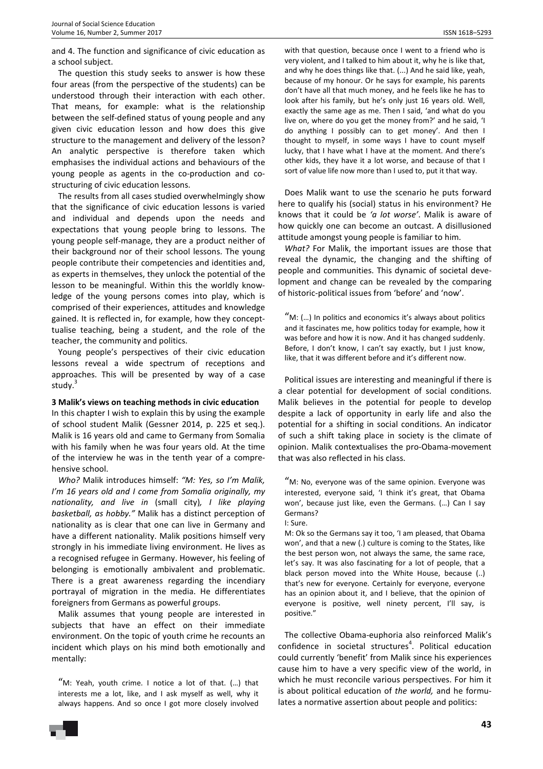and 4. The function and significance of civic education as a school subject.

The question this study seeks to answer is how these four areas (from the perspective of the students) can be understood through their interaction with each other. That means, for example: what is the relationship between the self-defined status of young people and any given civic education lesson and how does this give structure to the management and delivery of the lesson? An analytic perspective is therefore taken which emphasises the individual actions and behaviours of the young people as agents in the co-production and co-structuring of civic education lessons.

The results from all cases studied overwhelmingly show that the significance of civic education lessons is varied and individual and depends upon the needs and expectations that young people bring to lessons. The young people self-manage, they are a product neither of their background nor of their school lessons. The young people contribute their competencies and identities and, as experts in themselves, they unlock the potential of the lesson to be meaningful. Within this the worldly knowledge of the young persons comes into play, which is comprised of their experiences, attitudes and knowledge gained. It is reflected in, for example, how they conceptualise teaching, being a student, and the role of the teacher, the community and politics.

Young people's perspectives of their civic education lessons reveal a wide spectrum of receptions and approaches. This will be presented by way of a case study.[3]

### 3 Malik's views on teaching methods in civic education

In this chapter I wish to explain this by using the example of school student Malik (Gessner 2014, p. 225 et seq.). Malik is 16 years old and came to Germany from Somalia with his family when he was four years old. At the time of the interview he was in the tenth year of a comprehensive school.

*Who?* Malik introduces himself: *"M: Yes, so I'm Malik, I'm 16 years old and I come from Somalia originally, my nationality, and live in* (small city)*, I like playing basketball, as hobby."* Malik has a distinct perception of nationality as is clear that one can live in Germany and have a different nationality. Malik positions himself very strongly in his immediate living environment. He lives as a recognised refugee in Germany. However, his feeling of belonging is emotionally ambivalent and problematic. There is a great awareness regarding the incendiary portrayal of migration in the media. He differentiates foreigners from Germans as powerful groups.

Malik assumes that young people are interested in subjects that have an effect on their immediate environment. On the topic of youth crime he recounts an incident which plays on his mind both emotionally and mentally:

> "M: Yeah, youth crime. I notice a lot of that. (…) that interests me a lot, like, and I ask myself as well, why it always happens. And so once I got more closely involved with that question, because once I went to a friend who is very violent, and I talked to him about it, why he is like that, and why he does things like that. (...) And he said like, yeah, because of my honour. Or he says for example, his parents don't have all that much money, and he feels like he has to look after his family, but he's only just 16 years old. Well, exactly the same age as me. Then I said, 'and what do you live on, where do you get the money from?' and he said, 'I do anything I possibly can to get money'. And then I thought to myself, in some ways I have to count myself lucky, that I have what I have at the moment. And there's other kids, they have it a lot worse, and because of that I sort of value life now more than I used to, put it that way.

Does Malik want to use the scenario he puts forward here to qualify his (social) status in his environment? He knows that it could be *'a lot worse'*. Malik is aware of how quickly one can become an outcast. A disillusioned attitude amongst young people is familiar to him.

*What?* For Malik, the important issues are those that reveal the dynamic, the changing and the shifting of people and communities. This dynamic of societal development and change can be revealed by the comparing of historic-political issues from 'before' and 'now'.

> "M: (…) In politics and economics it's always about politics and it fascinates me, how politics today for example, how it was before and how it is now. And it has changed suddenly. Before, I don't know, I can't say exactly, but I just know, like, that it was different before and it's different now.

Political issues are interesting and meaningful if there is a clear potential for development of social conditions. Malik believes in the potential for people to develop despite a lack of opportunity in early life and also the potential for a shifting in social conditions. An indicator of such a shift taking place in society is the climate of opinion. Malik contextualises the pro-Obama-movement that was also reflected in his class.

> "M: No, everyone was of the same opinion. Everyone was interested, everyone said, 'I think it's great, that Obama won', because just like, even the Germans. (…) Can I say Germans?
>
> I: Sure.
>
> M: Ok so the Germans say it too, 'I am pleased, that Obama won', and that a new (.) culture is coming to the States, like the best person won, not always the same, the same race, let's say. It was also fascinating for a lot of people, that a black person moved into the White House, because (..) that's new for everyone. Certainly for everyone, everyone has an opinion about it, and I believe, that the opinion of everyone is positive, well ninety percent, I'll say, is positive."

The collective Obama-euphoria also reinforced Malik's confidence in societal structures[4]. Political education could currently 'benefit' from Malik since his experiences cause him to have a very specific view of the world, in which he must reconcile various perspectives. For him it is about political education of *the world,* and he formulates a normative assertion about people and politics: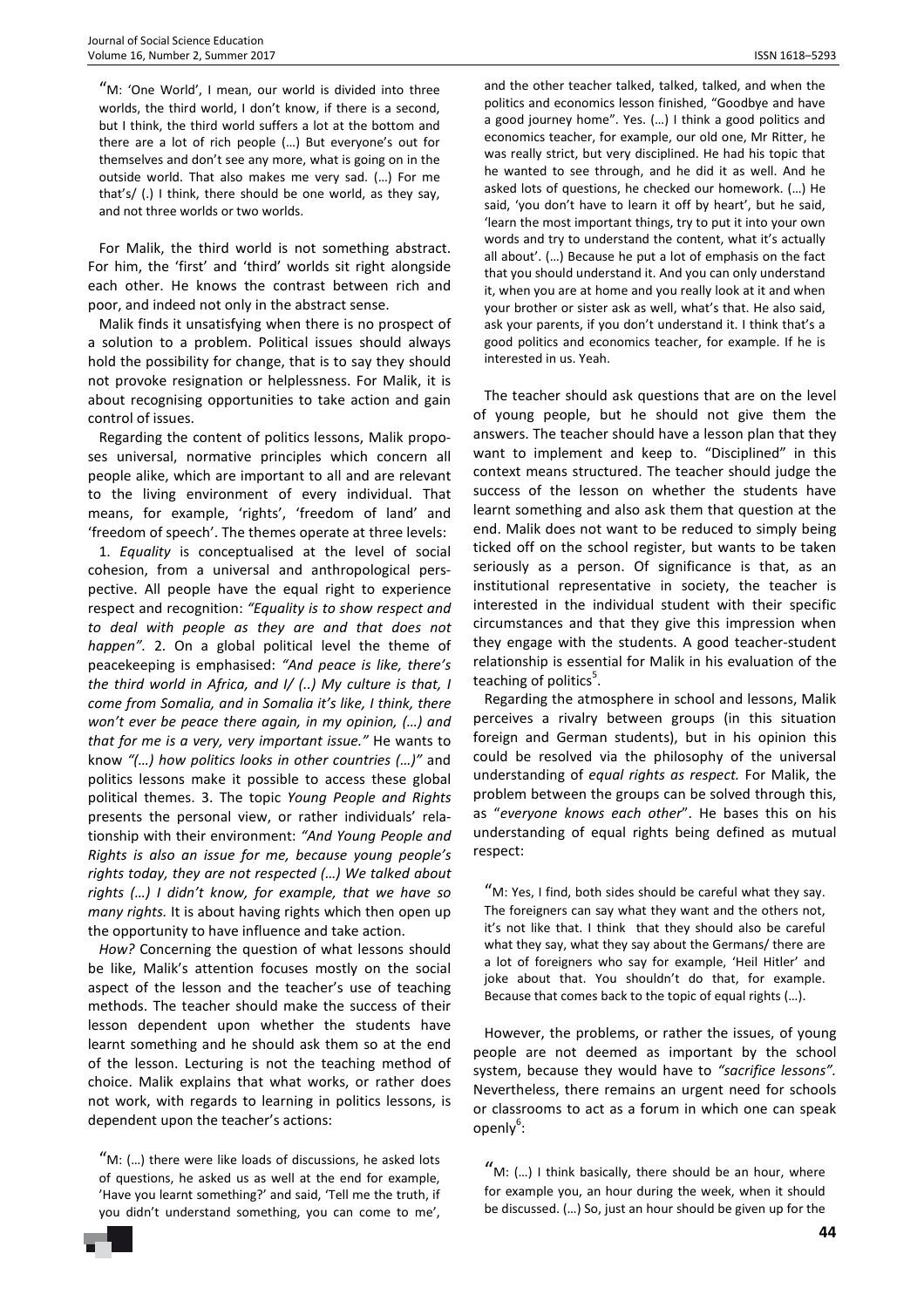"M: 'One World', I mean, our world is divided into three worlds, the third world, I don't know, if there is a second, but I think, the third world suffers a lot at the bottom and there are a lot of rich people (…) But everyone's out for themselves and don't see any more, what is going on in the outside world. That also makes me very sad. (…) For me that's/ (.) I think, there should be one world, as they say, and not three worlds or two worlds.

For Malik, the third world is not something abstract. For him, the 'first' and 'third' worlds sit right alongside each other. He knows the contrast between rich and poor, and indeed not only in the abstract sense.

Malik finds it unsatisfying when there is no prospect of a solution to a problem. Political issues should always hold the possibility for change, that is to say they should not provoke resignation or helplessness. For Malik, it is about recognising opportunities to take action and gain control of issues.

Regarding the content of politics lessons, Malik proposes universal, normative principles which concern all people alike, which are important to all and are relevant to the living environment of every individual. That means, for example, 'rights', 'freedom of land' and 'freedom of speech'. The themes operate at three levels:

1. *Equality* is conceptualised at the level of social cohesion, from a universal and anthropological perspective. All people have the equal right to experience respect and recognition: *"Equality is to show respect and to deal with people as they are and that does not happen"*. 2. On a global political level the theme of peacekeeping is emphasised: *"And peace is like, there's the third world in Africa, and I/ (..) My culture is that, I come from Somalia, and in Somalia it's like, I think, there won't ever be peace there again, in my opinion, (…) and that for me is a very, very important issue."* He wants to know *"(…) how politics looks in other countries (…)"* and politics lessons make it possible to access these global political themes. 3. The topic *Young People and Rights* presents the personal view, or rather individuals' relationship with their environment: *"And Young People and Rights is also an issue for me, because young people's rights today, they are not respected (…) We talked about rights (…) I didn't know, for example, that we have so many rights.* It is about having rights which then open up the opportunity to have influence and take action.

*How?* Concerning the question of what lessons should be like, Malik's attention focuses mostly on the social aspect of the lesson and the teacher's use of teaching methods. The teacher should make the success of their lesson dependent upon whether the students have learnt something and he should ask them so at the end of the lesson. Lecturing is not the teaching method of choice. Malik explains that what works, or rather does not work, with regards to learning in politics lessons, is dependent upon the teacher's actions:

"M: (…) there were like loads of discussions, he asked lots of questions, he asked us as well at the end for example, 'Have you learnt something?' and said, 'Tell me the truth, if you didn't understand something, you can come to me', and the other teacher talked, talked, talked, and when the politics and economics lesson finished, "Goodbye and have a good journey home". Yes. (…) I think a good politics and economics teacher, for example, our old one, Mr Ritter, he was really strict, but very disciplined. He had his topic that he wanted to see through, and he did it as well. And he asked lots of questions, he checked our homework. (…) He said, 'you don't have to learn it off by heart', but he said, 'learn the most important things, try to put it into your own words and try to understand the content, what it's actually all about'. (…) Because he put a lot of emphasis on the fact that you should understand it. And you can only understand it, when you are at home and you really look at it and when your brother or sister ask as well, what's that. He also said, ask your parents, if you don't understand it. I think that's a good politics and economics teacher, for example. If he is interested in us. Yeah.

The teacher should ask questions that are on the level of young people, but he should not give them the answers. The teacher should have a lesson plan that they want to implement and keep to. "Disciplined" in this context means structured. The teacher should judge the success of the lesson on whether the students have learnt something and also ask them that question at the end. Malik does not want to be reduced to simply being ticked off on the school register, but wants to be taken seriously as a person. Of significance is that, as an institutional representative in society, the teacher is interested in the individual student with their specific circumstances and that they give this impression when they engage with the students. A good teacher-student relationship is essential for Malik in his evaluation of the teaching of politics[5].

Regarding the atmosphere in school and lessons, Malik perceives a rivalry between groups (in this situation foreign and German students), but in his opinion this could be resolved via the philosophy of the universal understanding of *equal rights as respect.* For Malik, the problem between the groups can be solved through this, as "*everyone knows each other*". He bases this on his understanding of equal rights being defined as mutual respect:

"M: Yes, I find, both sides should be careful what they say. The foreigners can say what they want and the others not, it's not like that. I think that they should also be careful what they say, what they say about the Germans/ there are a lot of foreigners who say for example, 'Heil Hitler' and joke about that. You shouldn't do that, for example. Because that comes back to the topic of equal rights (…).

However, the problems, or rather the issues, of young people are not deemed as important by the school system, because they would have to *"sacrifice lessons".* Nevertheless, there remains an urgent need for schools or classrooms to act as a forum in which one can speak openly[6]:

"M: (…) I think basically, there should be an hour, where for example you, an hour during the week, when it should be discussed. (…) So, just an hour should be given up for the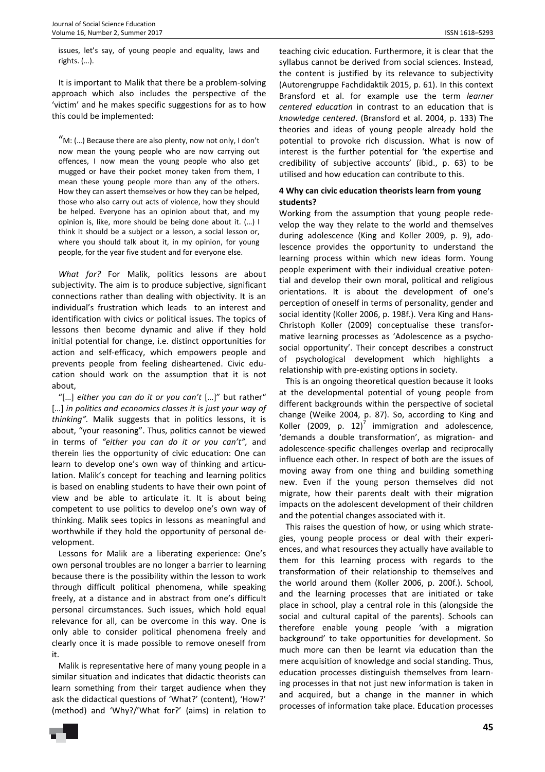issues, let's say, of young people and equality, laws and rights. (…).

It is important to Malik that there be a problem-solving approach which also includes the perspective of the 'victim' and he makes specific suggestions for as to how this could be implemented:

> "M: (…) Because there are also plenty, now not only, I don't now mean the young people who are now carrying out offences, I now mean the young people who also get mugged or have their pocket money taken from them, I mean these young people more than any of the others. How they can assert themselves or how they can be helped, those who also carry out acts of violence, how they should be helped. Everyone has an opinion about that, and my opinion is, like, more should be being done about it. (…) I think it should be a subject or a lesson, a social lesson or, where you should talk about it, in my opinion, for young people, for the year five student and for everyone else.

*What for?* For Malik, politics lessons are about subjectivity. The aim is to produce subjective, significant connections rather than dealing with objectivity. It is an individual's frustration which leads to an interest and identification with civics or political issues. The topics of lessons then become dynamic and alive if they hold initial potential for change, i.e. distinct opportunities for action and self-efficacy, which empowers people and prevents people from feeling disheartened. Civic education should work on the assumption that it is not about,

"[…] *either you can do it or you can't* […]" but rather" […] *in politics and economics classes it is just your way of thinking"*. Malik suggests that in politics lessons, it is about, "your reasoning". Thus, politics cannot be viewed in terms of *"either you can do it or you can't"*, and therein lies the opportunity of civic education: One can learn to develop one's own way of thinking and articulation. Malik's concept for teaching and learning politics is based on enabling students to have their own point of view and be able to articulate it. It is about being competent to use politics to develop one's own way of thinking. Malik sees topics in lessons as meaningful and worthwhile if they hold the opportunity of personal development.

Lessons for Malik are a liberating experience: One's own personal troubles are no longer a barrier to learning because there is the possibility within the lesson to work through difficult political phenomena, while speaking freely, at a distance and in abstract from one's difficult personal circumstances. Such issues, which hold equal relevance for all, can be overcome in this way. One is only able to consider political phenomena freely and clearly once it is made possible to remove oneself from it.

Malik is representative here of many young people in a similar situation and indicates that didactic theorists can learn something from their target audience when they ask the didactical questions of 'What?' (content), 'How?' (method) and 'Why?/'What for?' (aims) in relation to teaching civic education. Furthermore, it is clear that the syllabus cannot be derived from social sciences. Instead, the content is justified by its relevance to subjectivity (Autorengruppe Fachdidaktik 2015, p. 61). In this context Bransford et al. for example use the term *learner centered education* in contrast to an education that is *knowledge centered*. (Bransford et al. 2004, p. 133) The theories and ideas of young people already hold the potential to provoke rich discussion. What is now of interest is the further potential for 'the expertise and credibility of subjective accounts' (ibid., p. 63) to be utilised and how education can contribute to this.

## 4 Why can civic education theorists learn from young students?

Working from the assumption that young people redevelop the way they relate to the world and themselves during adolescence (King and Koller 2009, p. 9), adolescence provides the opportunity to understand the learning process within which new ideas form. Young people experiment with their individual creative potential and develop their own moral, political and religious orientations. It is about the development of one's perception of oneself in terms of personality, gender and social identity (Koller 2006, p. 198f.). Vera King and Hans-Christoph Koller (2009) conceptualise these transformative learning processes as 'Adolescence as a psychosocial opportunity'. Their concept describes a construct of psychological development which highlights a relationship with pre-existing options in society.

This is an ongoing theoretical question because it looks at the developmental potential of young people from different backgrounds within the perspective of societal change (Weike 2004, p. 87). So, according to King and Koller (2009, p. 12)[7] immigration and adolescence, 'demands a double transformation', as migration- and adolescence-specific challenges overlap and reciprocally influence each other. In respect of both are the issues of moving away from one thing and building something new. Even if the young person themselves did not migrate, how their parents dealt with their migration impacts on the adolescent development of their children and the potential changes associated with it.

This raises the question of how, or using which strategies, young people process or deal with their experiences, and what resources they actually have available to them for this learning process with regards to the transformation of their relationship to themselves and the world around them (Koller 2006, p. 200f.). School, and the learning processes that are initiated or take place in school, play a central role in this (alongside the social and cultural capital of the parents). Schools can therefore enable young people 'with a migration background' to take opportunities for development. So much more can then be learnt via education than the mere acquisition of knowledge and social standing. Thus, education processes distinguish themselves from learning processes in that not just new information is taken in and acquired, but a change in the manner in which processes of information take place. Education processes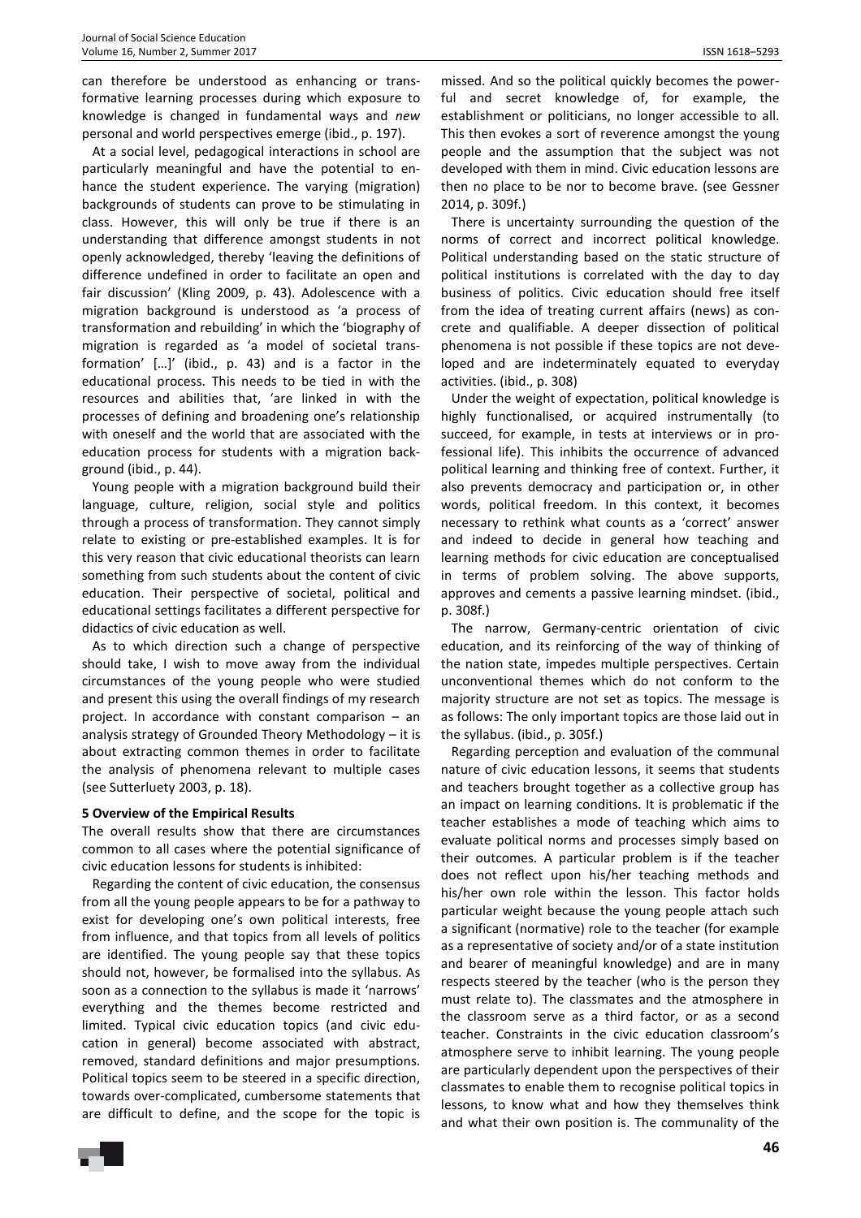can therefore be understood as enhancing or transformative learning processes during which exposure to knowledge is changed in fundamental ways and *new* personal and world perspectives emerge (ibid., p. 197).

At a social level, pedagogical interactions in school are particularly meaningful and have the potential to enhance the student experience. The varying (migration) backgrounds of students can prove to be stimulating in class. However, this will only be true if there is an understanding that difference amongst students in not openly acknowledged, thereby 'leaving the definitions of difference undefined in order to facilitate an open and fair discussion' (Kling 2009, p. 43). Adolescence with a migration background is understood as 'a process of transformation and rebuilding' in which the 'biography of migration is regarded as 'a model of societal transformation' […]' (ibid., p. 43) and is a factor in the educational process. This needs to be tied in with the resources and abilities that, 'are linked in with the processes of defining and broadening one's relationship with oneself and the world that are associated with the education process for students with a migration background (ibid., p. 44).

Young people with a migration background build their language, culture, religion, social style and politics through a process of transformation. They cannot simply relate to existing or pre-established examples. It is for this very reason that civic educational theorists can learn something from such students about the content of civic education. Their perspective of societal, political and educational settings facilitates a different perspective for didactics of civic education as well.

As to which direction such a change of perspective should take, I wish to move away from the individual circumstances of the young people who were studied and present this using the overall findings of my research project. In accordance with constant comparison – an analysis strategy of Grounded Theory Methodology – it is about extracting common themes in order to facilitate the analysis of phenomena relevant to multiple cases (see Sutterluety 2003, p. 18).

## 5 Overview of the Empirical Results

The overall results show that there are circumstances common to all cases where the potential significance of civic education lessons for students is inhibited:

Regarding the content of civic education, the consensus from all the young people appears to be for a pathway to exist for developing one's own political interests, free from influence, and that topics from all levels of politics are identified. The young people say that these topics should not, however, be formalised into the syllabus. As soon as a connection to the syllabus is made it 'narrows' everything and the themes become restricted and limited. Typical civic education topics (and civic education in general) become associated with abstract, removed, standard definitions and major presumptions. Political topics seem to be steered in a specific direction, towards over-complicated, cumbersome statements that are difficult to define, and the scope for the topic is missed. And so the political quickly becomes the powerful and secret knowledge of, for example, the establishment or politicians, no longer accessible to all. This then evokes a sort of reverence amongst the young people and the assumption that the subject was not developed with them in mind. Civic education lessons are then no place to be nor to become brave. (see Gessner 2014, p. 309f.)

There is uncertainty surrounding the question of the norms of correct and incorrect political knowledge. Political understanding based on the static structure of political institutions is correlated with the day to day business of politics. Civic education should free itself from the idea of treating current affairs (news) as concrete and qualifiable. A deeper dissection of political phenomena is not possible if these topics are not developed and are indeterminately equated to everyday activities. (ibid., p. 308)

Under the weight of expectation, political knowledge is highly functionalised, or acquired instrumentally (to succeed, for example, in tests at interviews or in professional life). This inhibits the occurrence of advanced political learning and thinking free of context. Further, it also prevents democracy and participation or, in other words, political freedom. In this context, it becomes necessary to rethink what counts as a 'correct' answer and indeed to decide in general how teaching and learning methods for civic education are conceptualised in terms of problem solving. The above supports, approves and cements a passive learning mindset. (ibid., p. 308f.)

The narrow, Germany-centric orientation of civic education, and its reinforcing of the way of thinking of the nation state, impedes multiple perspectives. Certain unconventional themes which do not conform to the majority structure are not set as topics. The message is as follows: The only important topics are those laid out in the syllabus. (ibid., p. 305f.)

Regarding perception and evaluation of the communal nature of civic education lessons, it seems that students and teachers brought together as a collective group has an impact on learning conditions. It is problematic if the teacher establishes a mode of teaching which aims to evaluate political norms and processes simply based on their outcomes. A particular problem is if the teacher does not reflect upon his/her teaching methods and his/her own role within the lesson. This factor holds particular weight because the young people attach such a significant (normative) role to the teacher (for example as a representative of society and/or of a state institution and bearer of meaningful knowledge) and are in many respects steered by the teacher (who is the person they must relate to). The classmates and the atmosphere in the classroom serve as a third factor, or as a second teacher. Constraints in the civic education classroom's atmosphere serve to inhibit learning. The young people are particularly dependent upon the perspectives of their classmates to enable them to recognise political topics in lessons, to know what and how they themselves think and what their own position is. The communality of the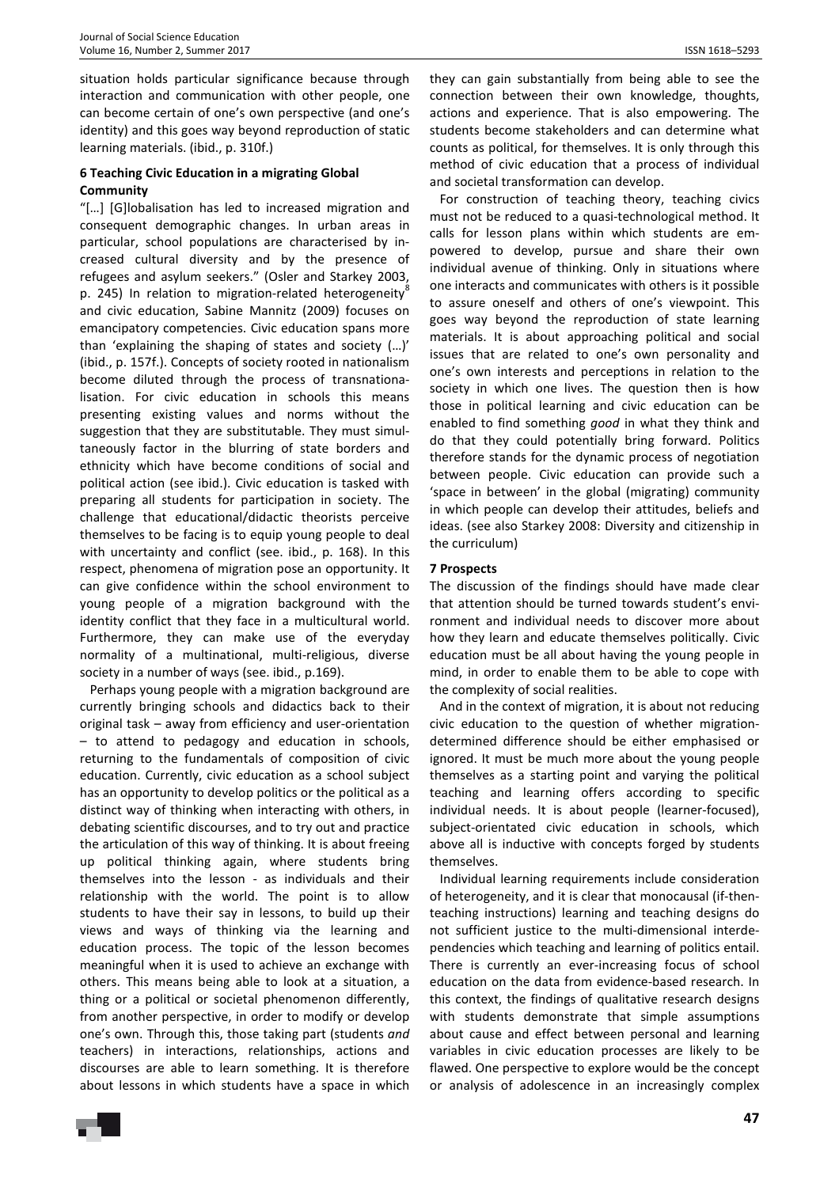situation holds particular significance because through interaction and communication with other people, one can become certain of one's own perspective (and one's identity) and this goes way beyond reproduction of static learning materials. (ibid., p. 310f.)

## 6 Teaching Civic Education in a migrating Global Community

"[…] [G]lobalisation has led to increased migration and consequent demographic changes. In urban areas in particular, school populations are characterised by increased cultural diversity and by the presence of refugees and asylum seekers." (Osler and Starkey 2003, p. 245) In relation to migration-related heterogeneity[8] and civic education, Sabine Mannitz (2009) focuses on emancipatory competencies. Civic education spans more than 'explaining the shaping of states and society (…)' (ibid., p. 157f.). Concepts of society rooted in nationalism become diluted through the process of transnationalisation. For civic education in schools this means presenting existing values and norms without the suggestion that they are substitutable. They must simultaneously factor in the blurring of state borders and ethnicity which have become conditions of social and political action (see ibid.). Civic education is tasked with preparing all students for participation in society. The challenge that educational/didactic theorists perceive themselves to be facing is to equip young people to deal with uncertainty and conflict (see. ibid., p. 168). In this respect, phenomena of migration pose an opportunity. It can give confidence within the school environment to young people of a migration background with the identity conflict that they face in a multicultural world. Furthermore, they can make use of the everyday normality of a multinational, multi-religious, diverse society in a number of ways (see. ibid., p.169).

Perhaps young people with a migration background are currently bringing schools and didactics back to their original task – away from efficiency and user-orientation – to attend to pedagogy and education in schools, returning to the fundamentals of composition of civic education. Currently, civic education as a school subject has an opportunity to develop politics or the political as a distinct way of thinking when interacting with others, in debating scientific discourses, and to try out and practice the articulation of this way of thinking. It is about freeing up political thinking again, where students bring themselves into the lesson - as individuals and their relationship with the world. The point is to allow students to have their say in lessons, to build up their views and ways of thinking via the learning and education process. The topic of the lesson becomes meaningful when it is used to achieve an exchange with others. This means being able to look at a situation, a thing or a political or societal phenomenon differently, from another perspective, in order to modify or develop one's own. Through this, those taking part (students *and* teachers) in interactions, relationships, actions and discourses are able to learn something. It is therefore about lessons in which students have a space in which they can gain substantially from being able to see the connection between their own knowledge, thoughts, actions and experience. That is also empowering. The students become stakeholders and can determine what counts as political, for themselves. It is only through this method of civic education that a process of individual and societal transformation can develop.

For construction of teaching theory, teaching civics must not be reduced to a quasi-technological method. It calls for lesson plans within which students are empowered to develop, pursue and share their own individual avenue of thinking. Only in situations where one interacts and communicates with others is it possible to assure oneself and others of one's viewpoint. This goes way beyond the reproduction of state learning materials. It is about approaching political and social issues that are related to one's own personality and one's own interests and perceptions in relation to the society in which one lives. The question then is how those in political learning and civic education can be enabled to find something *good* in what they think and do that they could potentially bring forward. Politics therefore stands for the dynamic process of negotiation between people. Civic education can provide such a 'space in between' in the global (migrating) community in which people can develop their attitudes, beliefs and ideas. (see also Starkey 2008: Diversity and citizenship in the curriculum)

## 7 Prospects

The discussion of the findings should have made clear that attention should be turned towards student's environment and individual needs to discover more about how they learn and educate themselves politically. Civic education must be all about having the young people in mind, in order to enable them to be able to cope with the complexity of social realities.

And in the context of migration, it is about not reducing civic education to the question of whether migration-determined difference should be either emphasised or ignored. It must be much more about the young people themselves as a starting point and varying the political teaching and learning offers according to specific individual needs. It is about people (learner-focused), subject-orientated civic education in schools, which above all is inductive with concepts forged by students themselves.

Individual learning requirements include consideration of heterogeneity, and it is clear that monocausal (if-then-teaching instructions) learning and teaching designs do not sufficient justice to the multi-dimensional interdependencies which teaching and learning of politics entail. There is currently an ever-increasing focus of school education on the data from evidence-based research. In this context, the findings of qualitative research designs with students demonstrate that simple assumptions about cause and effect between personal and learning variables in civic education processes are likely to be flawed. One perspective to explore would be the concept or analysis of adolescence in an increasingly complex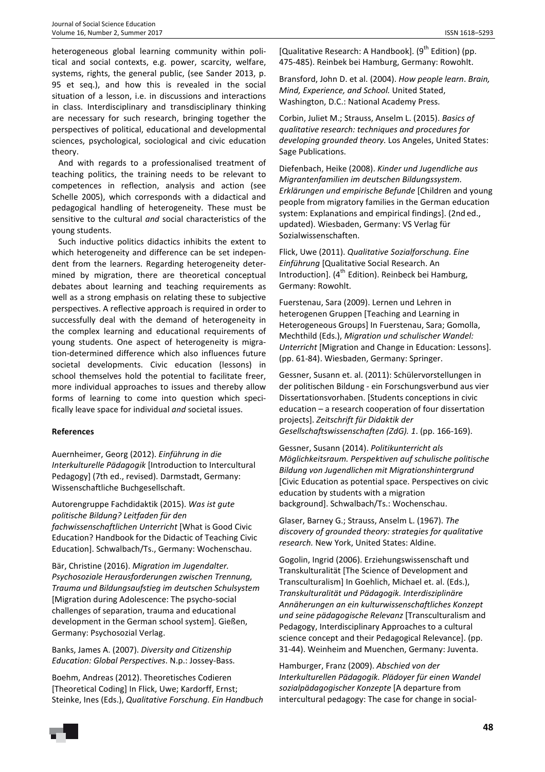heterogeneous global learning community within political and social contexts, e.g. power, scarcity, welfare, systems, rights, the general public, (see Sander 2013, p. 95 et seq.), and how this is revealed in the social situation of a lesson, i.e. in discussions and interactions in class. Interdisciplinary and transdisciplinary thinking are necessary for such research, bringing together the perspectives of political, educational and developmental sciences, psychological, sociological and civic education theory.

And with regards to a professionalised treatment of teaching politics, the training needs to be relevant to competences in reflection, analysis and action (see Schelle 2005), which corresponds with a didactical and pedagogical handling of heterogeneity. These must be sensitive to the cultural *and* social characteristics of the young students.

Such inductive politics didactics inhibits the extent to which heterogeneity and difference can be set independent from the learners. Regarding heterogeneity determined by migration, there are theoretical conceptual debates about learning and teaching requirements as well as a strong emphasis on relating these to subjective perspectives. A reflective approach is required in order to successfully deal with the demand of heterogeneity in the complex learning and educational requirements of young students. One aspect of heterogeneity is migration-determined difference which also influences future societal developments. Civic education (lessons) in school themselves hold the potential to facilitate freer, more individual approaches to issues and thereby allow forms of learning to come into question which specifically leave space for individual *and* societal issues.

**References**

Auernheimer, Georg (2012). *Einführung in die Interkulturelle Pädagogik* [Introduction to Intercultural Pedagogy] (7th ed., revised). Darmstadt, Germany: Wissenschaftliche Buchgesellschaft.

Autorengruppe Fachdidaktik (2015). *Was ist gute politische Bildung? Leitfaden für den fachwissenschaftlichen Unterricht* [What is Good Civic Education? Handbook for the Didactic of Teaching Civic Education]. Schwalbach/Ts., Germany: Wochenschau.

Bär, Christine (2016). *Migration im Jugendalter. Psychosoziale Herausforderungen zwischen Trennung, Trauma und Bildungsaufstieg im deutschen Schulsystem* [Migration during Adolescence: The psycho-social challenges of separation, trauma and educational development in the German school system]. Gießen, Germany: Psychosozial Verlag.

Banks, James A. (2007). *Diversity and Citizenship Education: Global Perspectives*. N.p.: Jossey-Bass.

Boehm, Andreas (2012). Theoretisches Codieren [Theoretical Coding] In Flick, Uwe; Kardorff, Ernst; Steinke, Ines (Eds.), *Qualitative Forschung. Ein Handbuch* [Qualitative Research: A Handbook]. (9th Edition) (pp. 475-485). Reinbek bei Hamburg, Germany: Rowohlt.

Bransford, John D. et al. (2004). *How people learn. Brain, Mind, Experience, and School.* United Stated, Washington, D.C.: National Academy Press.

Corbin, Juliet M.; Strauss, Anselm L. (2015). *Basics of qualitative research: techniques and procedures for developing grounded theory.* Los Angeles, United States: Sage Publications.

Diefenbach, Heike (2008). *Kinder und Jugendliche aus Migrantenfamilien im deutschen Bildungssystem. Erklärungen und empirische Befunde* [Children and young people from migratory families in the German education system: Explanations and empirical findings]. (2nd ed., updated). Wiesbaden, Germany: VS Verlag für Sozialwissenschaften.

Flick, Uwe (2011). *Qualitative Sozialforschung. Eine Einführung* [Qualitative Social Research. An Introduction]. (4th Edition). Reinbeck bei Hamburg, Germany: Rowohlt.

Fuerstenau, Sara (2009). Lernen und Lehren in heterogenen Gruppen [Teaching and Learning in Heterogeneous Groups] In Fuerstenau, Sara; Gomolla, Mechthild (Eds.), *Migration und schulischer Wandel: Unterricht* [Migration and Change in Education: Lessons]. (pp. 61-84). Wiesbaden, Germany: Springer.

Gessner, Susann et. al. (2011): Schülervorstellungen in der politischen Bildung - ein Forschungsverbund aus vier Dissertationsvorhaben. [Students conceptions in civic education – a research cooperation of four dissertation projects]. *Zeitschrift für Didaktik der Gesellschaftswissenschaften (ZdG). 1*. (pp. 166-169).

Gessner, Susann (2014). *Politikunterricht als Möglichkeitsraum. Perspektiven auf schulische politische Bildung von Jugendlichen mit Migrationshintergrund* [Civic Education as potential space. Perspectives on civic education by students with a migration background]. Schwalbach/Ts.: Wochenschau.

Glaser, Barney G.; Strauss, Anselm L. (1967). *The discovery of grounded theory: strategies for qualitative research.* New York, United States: Aldine.

Gogolin, Ingrid (2006). Erziehungswissenschaft und Transkulturalität [The Science of Development and Transculturalism] In Goehlich, Michael et. al. (Eds.), *Transkulturalität und Pädagogik. Interdisziplinäre Annäherungen an ein kulturwissenschaftliches Konzept und seine pädagogische Relevanz* [Transculturalism and Pedagogy, Interdisciplinary Approaches to a cultural science concept and their Pedagogical Relevance]. (pp. 31-44). Weinheim and Muenchen, Germany: Juventa.

Hamburger, Franz (2009). *Abschied von der Interkulturellen Pädagogik. Plädoyer für einen Wandel sozialpädagogischer Konzepte* [A departure from intercultural pedagogy: The case for change in social-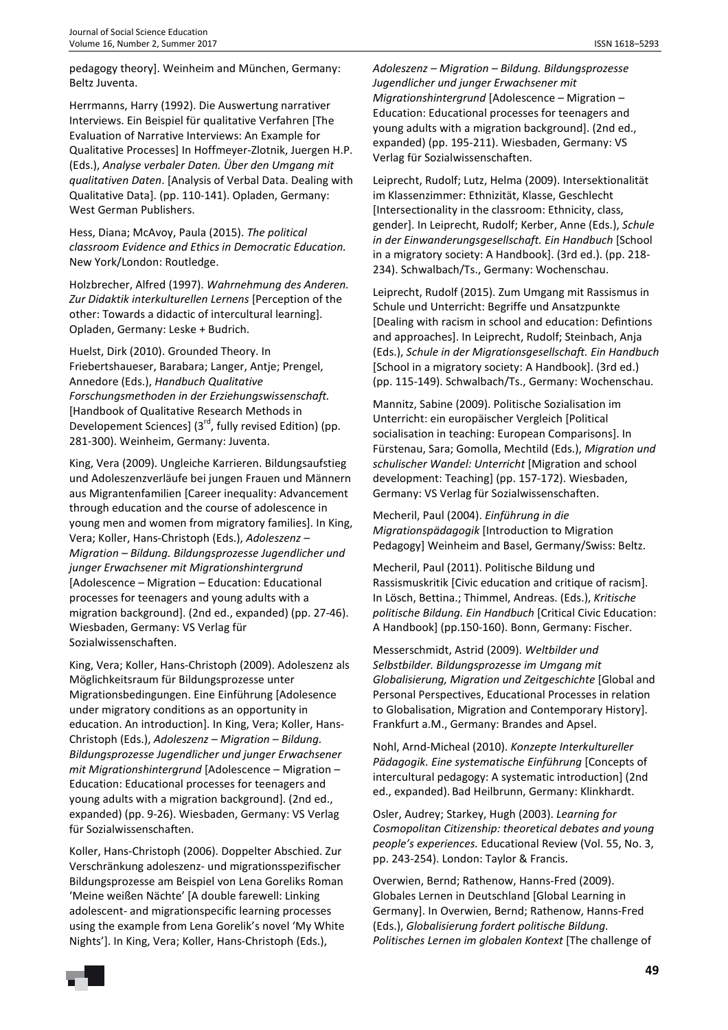pedagogy theory]. Weinheim and München, Germany: Beltz Juventa.

Herrmanns, Harry (1992). Die Auswertung narrativer Interviews. Ein Beispiel für qualitative Verfahren [The Evaluation of Narrative Interviews: An Example for Qualitative Processes] In Hoffmeyer-Zlotnik, Juergen H.P. (Eds.), *Analyse verbaler Daten. Über den Umgang mit qualitativen Daten*. [Analysis of Verbal Data. Dealing with Qualitative Data]. (pp. 110-141). Opladen, Germany: West German Publishers.

Hess, Diana; McAvoy, Paula (2015). *The political classroom Evidence and Ethics in Democratic Education.* New York/London: Routledge.

Holzbrecher, Alfred (1997). *Wahrnehmung des Anderen. Zur Didaktik interkulturellen Lernens* [Perception of the other: Towards a didactic of intercultural learning]. Opladen, Germany: Leske + Budrich.

Huelst, Dirk (2010). Grounded Theory. In Friebertshaueser, Barabara; Langer, Antje; Prengel, Annedore (Eds.), *Handbuch Qualitative Forschungsmethoden in der Erziehungswissenschaft.* [Handbook of Qualitative Research Methods in Developement Sciences] (3rd, fully revised Edition) (pp. 281-300). Weinheim, Germany: Juventa.

King, Vera (2009). Ungleiche Karrieren. Bildungsaufstieg und Adoleszenzverläufe bei jungen Frauen und Männern aus Migrantenfamilien [Career inequality: Advancement through education and the course of adolescence in young men and women from migratory families]. In King, Vera; Koller, Hans-Christoph (Eds.), *Adoleszenz – Migration – Bildung. Bildungsprozesse Jugendlicher und junger Erwachsener mit Migrationshintergrund* [Adolescence – Migration – Education: Educational processes for teenagers and young adults with a migration background]. (2nd ed., expanded) (pp. 27-46). Wiesbaden, Germany: VS Verlag für Sozialwissenschaften.

King, Vera; Koller, Hans-Christoph (2009). Adoleszenz als Möglichkeitsraum für Bildungsprozesse unter Migrationsbedingungen. Eine Einführung [Adolesence under migratory conditions as an opportunity in education. An introduction]. In King, Vera; Koller, Hans-Christoph (Eds.), *Adoleszenz – Migration – Bildung. Bildungsprozesse Jugendlicher und junger Erwachsener mit Migrationshintergrund* [Adolescence – Migration – Education: Educational processes for teenagers and young adults with a migration background]. (2nd ed., expanded) (pp. 9-26). Wiesbaden, Germany: VS Verlag für Sozialwissenschaften.

Koller, Hans-Christoph (2006). Doppelter Abschied. Zur Verschränkung adoleszenz- und migrationsspezifischer Bildungsprozesse am Beispiel von Lena Goreliks Roman 'Meine weißen Nächte' [A double farewell: Linking adolescent- and migrationspecific learning processes using the example from Lena Gorelik's novel 'My White Nights']. In King, Vera; Koller, Hans-Christoph (Eds.), *Adoleszenz – Migration – Bildung. Bildungsprozesse Jugendlicher und junger Erwachsener mit Migrationshintergrund* [Adolescence – Migration – Education: Educational processes for teenagers and young adults with a migration background]. (2nd ed., expanded) (pp. 195-211). Wiesbaden, Germany: VS Verlag für Sozialwissenschaften.

Leiprecht, Rudolf; Lutz, Helma (2009). Intersektionalität im Klassenzimmer: Ethnizität, Klasse, Geschlecht [Intersectionality in the classroom: Ethnicity, class, gender]. In Leiprecht, Rudolf; Kerber, Anne (Eds.), *Schule in der Einwanderungsgesellschaft. Ein Handbuch* [School in a migratory society: A Handbook]. (3rd ed.). (pp. 218-234). Schwalbach/Ts., Germany: Wochenschau.

Leiprecht, Rudolf (2015). Zum Umgang mit Rassismus in Schule und Unterricht: Begriffe und Ansatzpunkte [Dealing with racism in school and education: Defintions and approaches]. In Leiprecht, Rudolf; Steinbach, Anja (Eds.), *Schule in der Migrationsgesellschaft. Ein Handbuch* [School in a migratory society: A Handbook]. (3rd ed.) (pp. 115-149). Schwalbach/Ts., Germany: Wochenschau.

Mannitz, Sabine (2009). Politische Sozialisation im Unterricht: ein europäischer Vergleich [Political socialisation in teaching: European Comparisons]. In Fürstenau, Sara; Gomolla, Mechtild (Eds.), *Migration und schulischer Wandel: Unterricht* [Migration and school development: Teaching] (pp. 157-172). Wiesbaden, Germany: VS Verlag für Sozialwissenschaften.

Mecheril, Paul (2004). *Einführung in die Migrationspädagogik* [Introduction to Migration Pedagogy] Weinheim and Basel, Germany/Swiss: Beltz.

Mecheril, Paul (2011). Politische Bildung und Rassismuskritik [Civic education and critique of racism]. In Lösch, Bettina.; Thimmel, Andreas. (Eds.), *Kritische politische Bildung. Ein Handbuch* [Critical Civic Education: A Handbook] (pp.150-160). Bonn, Germany: Fischer.

Messerschmidt, Astrid (2009). *Weltbilder und Selbstbilder. Bildungsprozesse im Umgang mit Globalisierung, Migration und Zeitgeschichte* [Global and Personal Perspectives, Educational Processes in relation to Globalisation, Migration and Contemporary History]. Frankfurt a.M., Germany: Brandes and Apsel.

Nohl, Arnd-Micheal (2010). *Konzepte Interkultureller Pädagogik. Eine systematische Einführung* [Concepts of intercultural pedagogy: A systematic introduction] (2nd ed., expanded). Bad Heilbrunn, Germany: Klinkhardt.

Osler, Audrey; Starkey, Hugh (2003). *Learning for Cosmopolitan Citizenship: theoretical debates and young people's experiences.* Educational Review (Vol. 55, No. 3, pp. 243-254). London: Taylor & Francis.

Overwien, Bernd; Rathenow, Hanns-Fred (2009). Globales Lernen in Deutschland [Global Learning in Germany]. In Overwien, Bernd; Rathenow, Hanns-Fred (Eds.), *Globalisierung fordert politische Bildung. Politisches Lernen im globalen Kontext* [The challenge of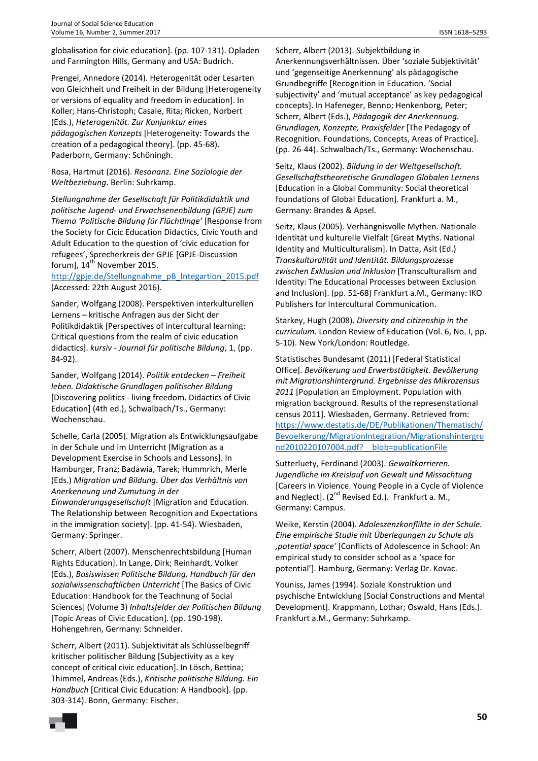globalisation for civic education]. (pp. 107-131). Opladen und Farmington Hills, Germany and USA: Budrich.

Prengel, Annedore (2014). Heterogenität oder Lesarten von Gleichheit und Freiheit in der Bildung [Heterogeneity or versions of equality and freedom in education]. In Koller; Hans-Christoph; Casale, Rita; Ricken, Norbert (Eds.), *Heterogenität. Zur Konjunktur eines pädagogischen Konzepts* [Heterogeneity: Towards the creation of a pedagogical theory]. (pp. 45-68). Paderborn, Germany: Schöningh.

Rosa, Hartmut (2016). *Resonanz. Eine Soziologie der Weltbeziehung*. Berlin: Suhrkamp.

*Stellungnahme der Gesellschaft für Politikdidaktik und politische Jugend- und Erwachsenenbildung (GPJE) zum Thema 'Politische Bildung für Flüchtlinge'* [Response from the Society for Cicic Education Didactics, Civic Youth and Adult Education to the question of 'civic education for refugees', Sprecherkreis der GPJE [GPJE-Discussion forum], 14th November 2015. http://gpje.de/Stellungnahme_pB_Integartion_2015.pdf (Accessed: 22th August 2016).

Sander, Wolfgang (2008). Perspektiven interkulturellen Lernens – kritische Anfragen aus der Sicht der Politikdidaktik [Perspectives of intercultural learning: Critical questions from the realm of civic education didactics]. *kursiv - Journal für politische Bildung*, 1, (pp. 84-92).

Sander, Wolfgang (2014). *Politik entdecken – Freiheit leben. Didaktische Grundlagen politischer Bildung* [Discovering politics - living freedom. Didactics of Civic Education] (4th ed.), Schwalbach/Ts., Germany: Wochenschau.

Schelle, Carla (2005). Migration als Entwicklungsaufgabe in der Schule und im Unterricht [Migration as a Development Exercise in Schools and Lessons]. In Hamburger, Franz; Badawia, Tarek; Hummrich, Merle (Eds.) *Migration und Bildung. Über das Verhältnis von Anerkennung und Zumutung in der Einwanderungsgesellschaft* [Migration and Education. The Relationship between Recognition and Expectations in the immigration society]. (pp. 41-54). Wiesbaden, Germany: Springer.

Scherr, Albert (2007). Menschenrechtsbildung [Human Rights Education]. In Lange, Dirk; Reinhardt, Volker (Eds.), *Basiswissen Politische Bildung. Handbuch für den sozialwissenschaftlichen Unterricht* [The Basics of Civic Education: Handbook for the Teachnung of Social Sciences] (Volume 3) *Inhaltsfelder der Politischen Bildung* [Topic Areas of Civic Education]. (pp. 190-198). Hohengehren, Germany: Schneider.

Scherr, Albert (2011). Subjektivität als Schlüsselbegriff kritischer politischer Bildung [Subjectivity as a key concept of critical civic education]. In Lösch, Bettina; Thimmel, Andreas (Eds.), *Kritische politische Bildung. Ein Handbuch* [Critical Civic Education: A Handbook]. (pp. 303-314). Bonn, Germany: Fischer.

Scherr, Albert (2013). Subjektbildung in Anerkennungsverhältnissen. Über 'soziale Subjektivität' und 'gegenseitige Anerkennung' als pädagogische Grundbegriffe [Recognition in Education. 'Social subjectivity' and 'mutual acceptance' as key pedagogical concepts]. In Hafeneger, Benno; Henkenborg, Peter; Scherr, Albert (Eds.), *Pädagogik der Anerkennung. Grundlagen, Konzepte, Praxisfelder* [The Pedagogy of Recognition. Foundations, Concepts, Areas of Practice]. (pp. 26-44). Schwalbach/Ts., Germany: Wochenschau.

Seitz, Klaus (2002). *Bildung in der Weltgesellschaft. Gesellschaftstheoretische Grundlagen Globalen Lernens* [Education in a Global Community: Social theoretical foundations of Global Education]. Frankfurt a. M., Germany: Brandes & Apsel.

Seitz, Klaus (2005). Verhängnisvolle Mythen. Nationale Identität und kulturelle Vielfalt [Great Myths. National Identity and Multiculturalism]. In Datta, Asit (Ed.) *Transkulturalität und Identität. Bildungsprozesse zwischen Exklusion und Inklusion* [Transculturalism and Identity: The Educational Processes between Exclusion and Inclusion]. (pp. 51-68) Frankfurt a.M., Germany: IKO Publishers for Intercultural Communication.

Starkey, Hugh (2008). *Diversity and citizenship in the curriculum.* London Review of Education (Vol. 6, No. I, pp. 5-10). New York/London: Routledge.

Statistisches Bundesamt (2011) [Federal Statistical Office]. *Bevölkerung und Erwerbstätigkeit. Bevölkerung mit Migrationshintergrund. Ergebnisse des Mikrozensus 2011* [Population an Employment. Population with migration background. Results of the represenstational census 2011]. Wiesbaden, Germany. Retrieved from: https://www.destatis.de/DE/Publikationen/Thematisch/Bevoelkerung/MigrationIntegration/Migrationshintergrund2010220107004.pdf?__blob=publicationFile

Sutterluety, Ferdinand (2003). *Gewaltkarrieren. Jugendliche im Kreislauf von Gewalt und Missachtung* [Careers in Violence. Young People in a Cycle of Violence and Neglect]. (2nd Revised Ed.). Frankfurt a. M., Germany: Campus.

Weike, Kerstin (2004). *Adoleszenzkonflikte in der Schule. Eine empirische Studie mit Überlegungen zu Schule als ‚potential space'* [Conflicts of Adolescence in School: An empirical study to consider school as a 'space for potential']. Hamburg, Germany: Verlag Dr. Kovac.

Youniss, James (1994). Soziale Konstruktion und psychische Entwicklung [Social Constructions and Mental Development]. Krappmann, Lothar; Oswald, Hans (Eds.). Frankfurt a.M., Germany: Suhrkamp.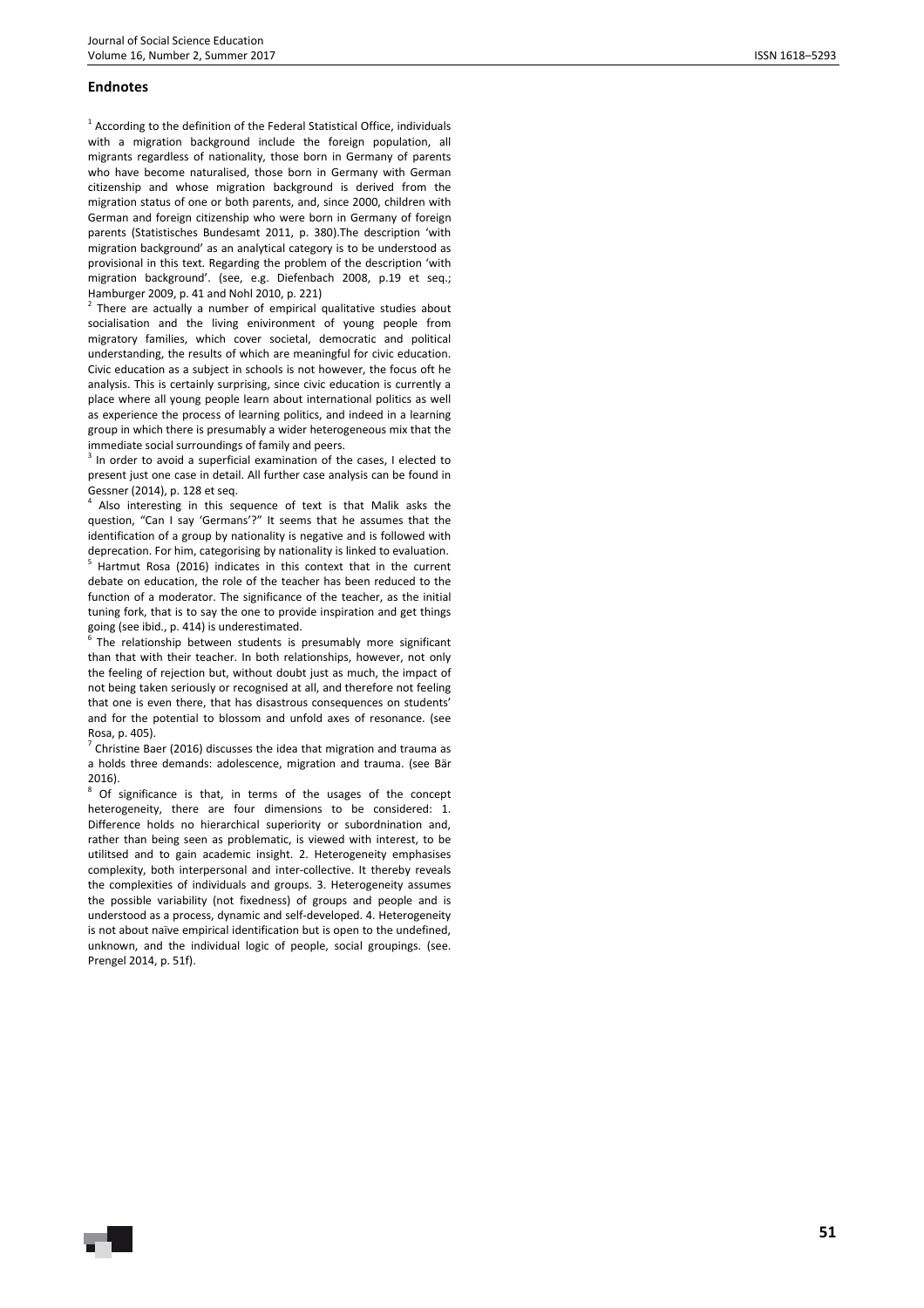## Endnotes

[1] According to the definition of the Federal Statistical Office, individuals with a migration background include the foreign population, all migrants regardless of nationality, those born in Germany of parents who have become naturalised, those born in Germany with German citizenship and whose migration background is derived from the migration status of one or both parents, and, since 2000, children with German and foreign citizenship who were born in Germany of foreign parents (Statistisches Bundesamt 2011, p. 380).The description 'with migration background' as an analytical category is to be understood as provisional in this text. Regarding the problem of the description 'with migration background'. (see, e.g. Diefenbach 2008, p.19 et seq.; Hamburger 2009, p. 41 and Nohl 2010, p. 221)

[2] There are actually a number of empirical qualitative studies about socialisation and the living enivironment of young people from migratory families, which cover societal, democratic and political understanding, the results of which are meaningful for civic education. Civic education as a subject in schools is not however, the focus oft he analysis. This is certainly surprising, since civic education is currently a place where all young people learn about international politics as well as experience the process of learning politics, and indeed in a learning group in which there is presumably a wider heterogeneous mix that the immediate social surroundings of family and peers.

[3] In order to avoid a superficial examination of the cases, I elected to present just one case in detail. All further case analysis can be found in Gessner (2014), p. 128 et seq.

[4] Also interesting in this sequence of text is that Malik asks the question, "Can I say 'Germans'?" It seems that he assumes that the identification of a group by nationality is negative and is followed with deprecation. For him, categorising by nationality is linked to evaluation.

[5] Hartmut Rosa (2016) indicates in this context that in the current debate on education, the role of the teacher has been reduced to the function of a moderator. The significance of the teacher, as the initial tuning fork, that is to say the one to provide inspiration and get things going (see ibid., p. 414) is underestimated.

[6] The relationship between students is presumably more significant than that with their teacher. In both relationships, however, not only the feeling of rejection but, without doubt just as much, the impact of not being taken seriously or recognised at all, and therefore not feeling that one is even there, that has disastrous consequences on students' and for the potential to blossom and unfold axes of resonance. (see Rosa, p. 405).

[7] Christine Baer (2016) discusses the idea that migration and trauma as a holds three demands: adolescence, migration and trauma. (see Bär 2016).

[8] Of significance is that, in terms of the usages of the concept heterogeneity, there are four dimensions to be considered: 1. Difference holds no hierarchical superiority or subordnination and, rather than being seen as problematic, is viewed with interest, to be utilitsed and to gain academic insight. 2. Heterogeneity emphasises complexity, both interpersonal and inter-collective. It thereby reveals the complexities of individuals and groups. 3. Heterogeneity assumes the possible variability (not fixedness) of groups and people and is understood as a process, dynamic and self-developed. 4. Heterogeneity is not about naïve empirical identification but is open to the undefined, unknown, and the individual logic of people, social groupings. (see. Prengel 2014, p. 51f).